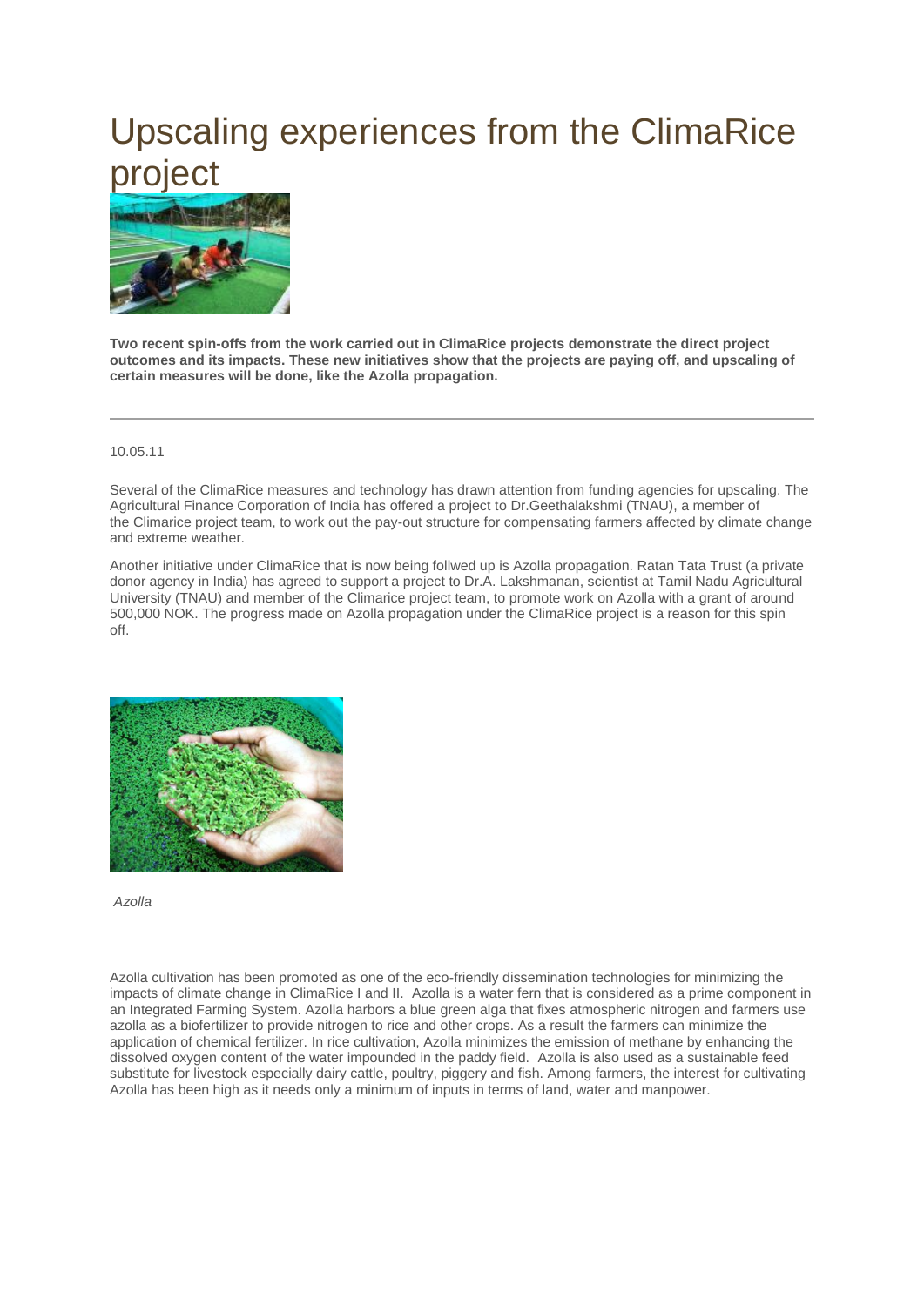# Upscaling experiences from the ClimaRice project

**Two recent spin-offs from the work carried out in ClimaRice projects demonstrate the direct project outcomes and its impacts. These new initiatives show that the projects are paying off, and upscaling of certain measures will be done, like the Azolla propagation.**

---

10.05.11

Several of the ClimaRice measures and technology has drawn attention from funding agencies for upscaling. The Agricultural Finance Corporation of India has offered a project to Dr.Geethalakshmi (TNAU), a member of the Climarice project team, to work out the pay-out structure for compensating farmers affected by climate change and extreme weather.

Another initiative under ClimaRice that is now being follwed up is Azolla propagation. Ratan Tata Trust (a private donor agency in India) has agreed to support a project to Dr.A. Lakshmanan, scientist at Tamil Nadu Agricultural University (TNAU) and member of the Climarice project team, to promote work on Azolla with a grant of around 500,000 NOK. The progress made on Azolla propagation under the ClimaRice project is a reason for this spin off.

*Azolla*

Azolla cultivation has been promoted as one of the eco-friendly dissemination technologies for minimizing the impacts of climate change in ClimaRice I and II. Azolla is a water fern that is considered as a prime component in an Integrated Farming System. Azolla harbors a blue green alga that fixes atmospheric nitrogen and farmers use azolla as a biofertilizer to provide nitrogen to rice and other crops. As a result the farmers can minimize the application of chemical fertilizer. In rice cultivation, Azolla minimizes the emission of methane by enhancing the dissolved oxygen content of the water impounded in the paddy field. Azolla is also used as a sustainable feed substitute for livestock especially dairy cattle, poultry, piggery and fish. Among farmers, the interest for cultivating Azolla has been high as it needs only a minimum of inputs in terms of land, water and manpower.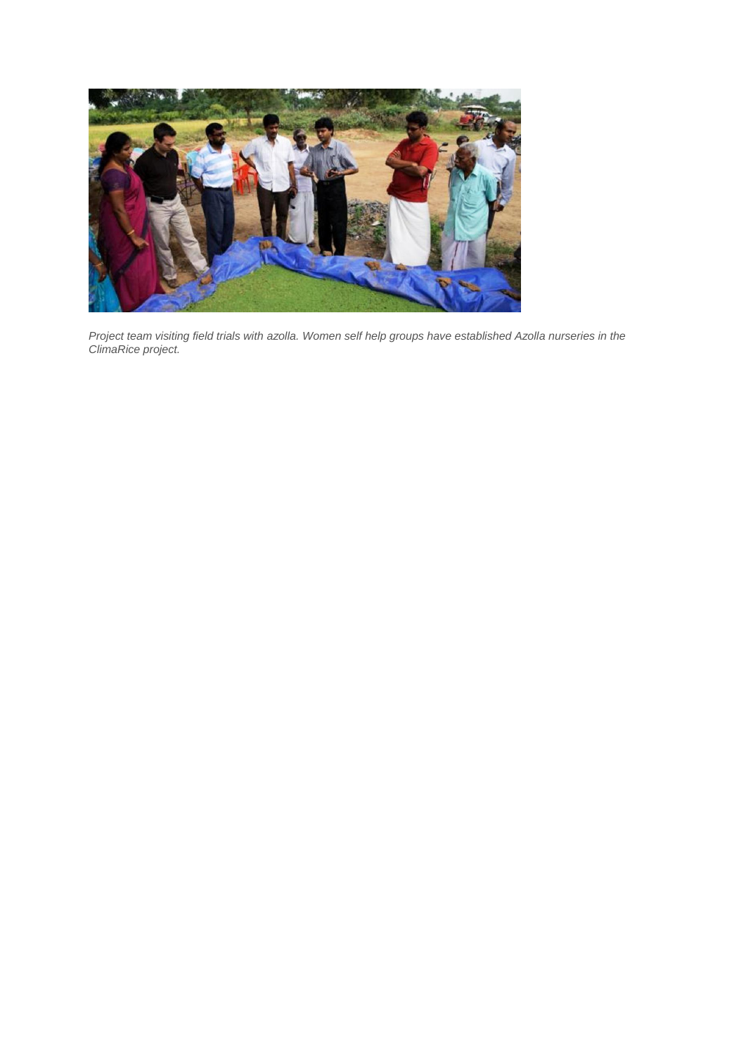*Project team visiting field trials with azolla. Women self help groups have established Azolla nurseries in the ClimaRice project.*